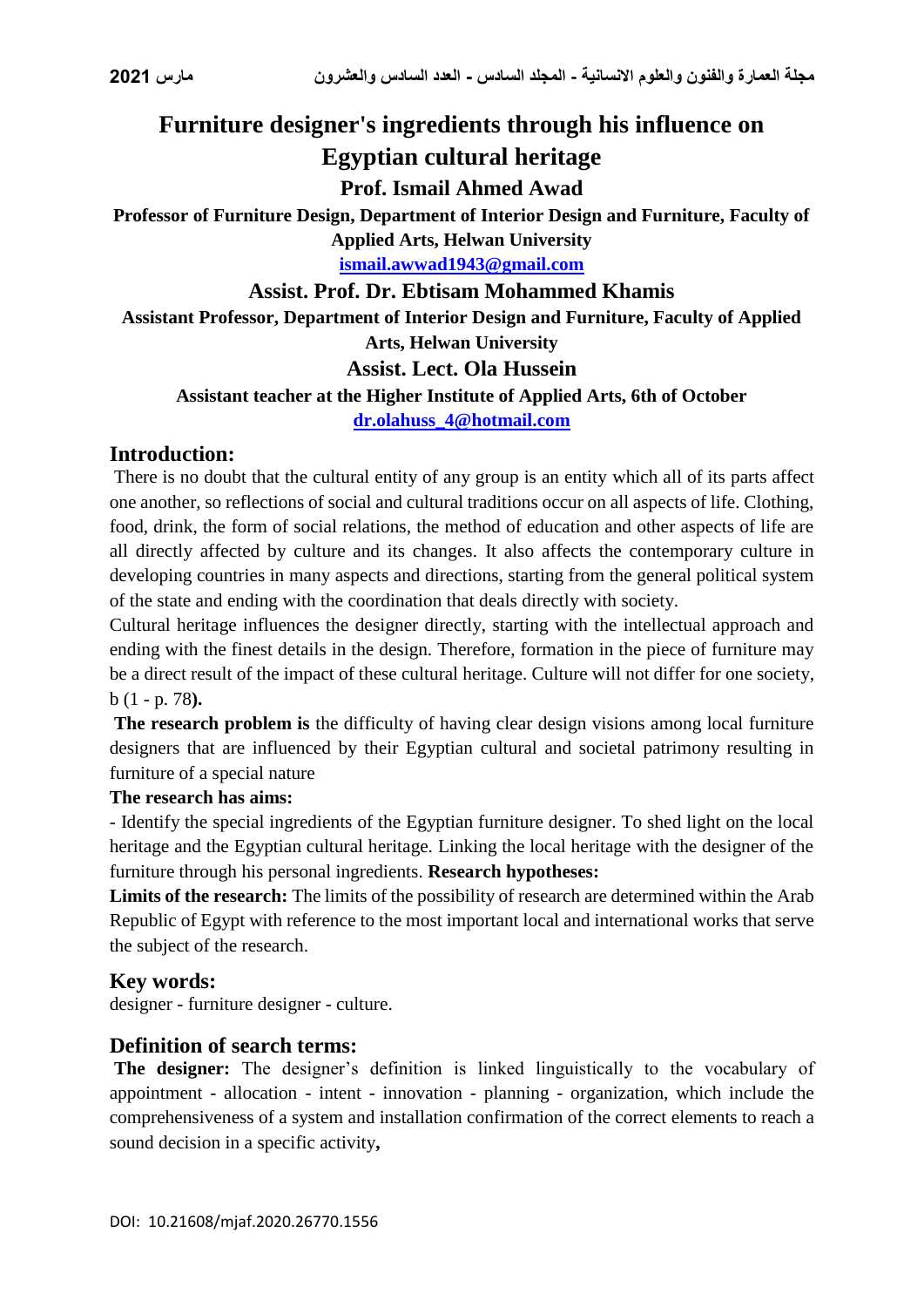# Furniture designer's ingredients through his influence on Egyptian cultural heritage

**Prof. Ismail Ahmed Awad**

**Professor of Furniture Design, Department of Interior Design and Furniture, Faculty of Applied Arts, Helwan University**

**ismail.awwad1943@gmail.com**

**Assist. Prof. Dr. Ebtisam Mohammed Khamis**

**Assistant Professor, Department of Interior Design and Furniture, Faculty of Applied Arts, Helwan University**

**Assist. Lect. Ola Hussein**

**Assistant teacher at the Higher Institute of Applied Arts, 6th of October**

**dr.olahuss_4@hotmail.com**

## Introduction:

There is no doubt that the cultural entity of any group is an entity which all of its parts affect one another, so reflections of social and cultural traditions occur on all aspects of life. Clothing, food, drink, the form of social relations, the method of education and other aspects of life are all directly affected by culture and its changes. It also affects the contemporary culture in developing countries in many aspects and directions, starting from the general political system of the state and ending with the coordination that deals directly with society.

Cultural heritage influences the designer directly, starting with the intellectual approach and ending with the finest details in the design. Therefore, formation in the piece of furniture may be a direct result of the impact of these cultural heritage. Culture will not differ for one society, b (1 - p. 78**).**

**The research problem is** the difficulty of having clear design visions among local furniture designers that are influenced by their Egyptian cultural and societal patrimony resulting in furniture of a special nature

**The research has aims:**

- Identify the special ingredients of the Egyptian furniture designer. To shed light on the local heritage and the Egyptian cultural heritage. Linking the local heritage with the designer of the furniture through his personal ingredients. **Research hypotheses:**

**Limits of the research:** The limits of the possibility of research are determined within the Arab Republic of Egypt with reference to the most important local and international works that serve the subject of the research.

## Key words:

designer - furniture designer - culture.

## Definition of search terms:

**The designer:** The designer's definition is linked linguistically to the vocabulary of appointment - allocation - intent - innovation - planning - organization, which include the comprehensiveness of a system and installation confirmation of the correct elements to reach a sound decision in a specific activity**,**

DOI: 10.21608/mjaf.2020.26770.1556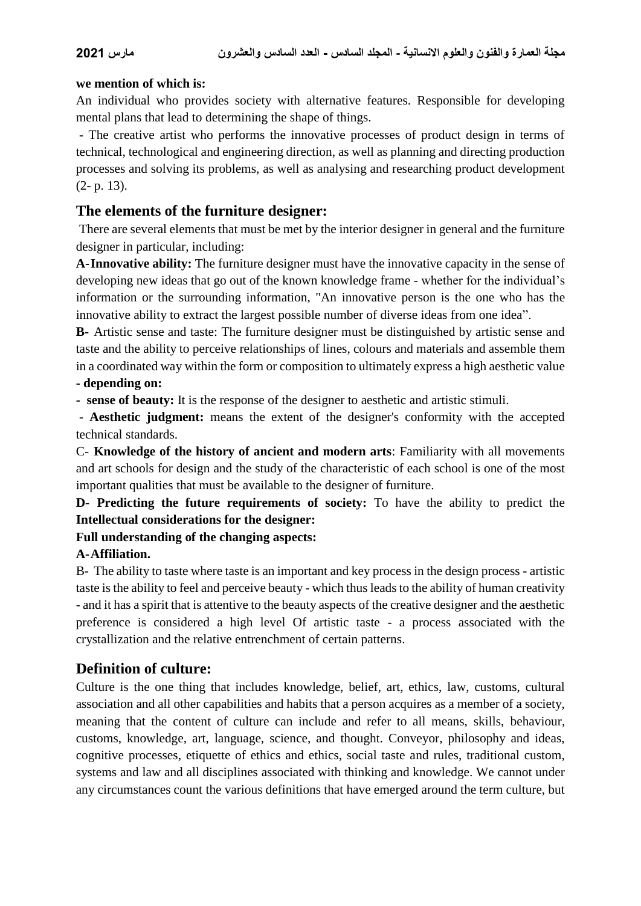**we mention of which is:**

An individual who provides society with alternative features. Responsible for developing mental plans that lead to determining the shape of things.

- The creative artist who performs the innovative processes of product design in terms of technical, technological and engineering direction, as well as planning and directing production processes and solving its problems, as well as analysing and researching product development (2- p. 13).

## The elements of the furniture designer:

There are several elements that must be met by the interior designer in general and the furniture designer in particular, including:

**A- Innovative ability:** The furniture designer must have the innovative capacity in the sense of developing new ideas that go out of the known knowledge frame - whether for the individual's information or the surrounding information, "An innovative person is the one who has the innovative ability to extract the largest possible number of diverse ideas from one idea".

**B-** Artistic sense and taste: The furniture designer must be distinguished by artistic sense and taste and the ability to perceive relationships of lines, colours and materials and assemble them in a coordinated way within the form or composition to ultimately express a high aesthetic value **- depending on:**

**- sense of beauty:** It is the response of the designer to aesthetic and artistic stimuli.

- **Aesthetic judgment:** means the extent of the designer's conformity with the accepted technical standards.

C- **Knowledge of the history of ancient and modern arts**: Familiarity with all movements and art schools for design and the study of the characteristic of each school is one of the most important qualities that must be available to the designer of furniture.

**D- Predicting the future requirements of society:** To have the ability to predict the **Intellectual considerations for the designer:**

**Full understanding of the changing aspects:**

**A- Affiliation.**

B- The ability to taste where taste is an important and key process in the design process - artistic taste is the ability to feel and perceive beauty - which thus leads to the ability of human creativity - and it has a spirit that is attentive to the beauty aspects of the creative designer and the aesthetic preference is considered a high level Of artistic taste - a process associated with the crystallization and the relative entrenchment of certain patterns.

## Definition of culture:

Culture is the one thing that includes knowledge, belief, art, ethics, law, customs, cultural association and all other capabilities and habits that a person acquires as a member of a society, meaning that the content of culture can include and refer to all means, skills, behaviour, customs, knowledge, art, language, science, and thought. Conveyor, philosophy and ideas, cognitive processes, etiquette of ethics and ethics, social taste and rules, traditional custom, systems and law and all disciplines associated with thinking and knowledge. We cannot under any circumstances count the various definitions that have emerged around the term culture, but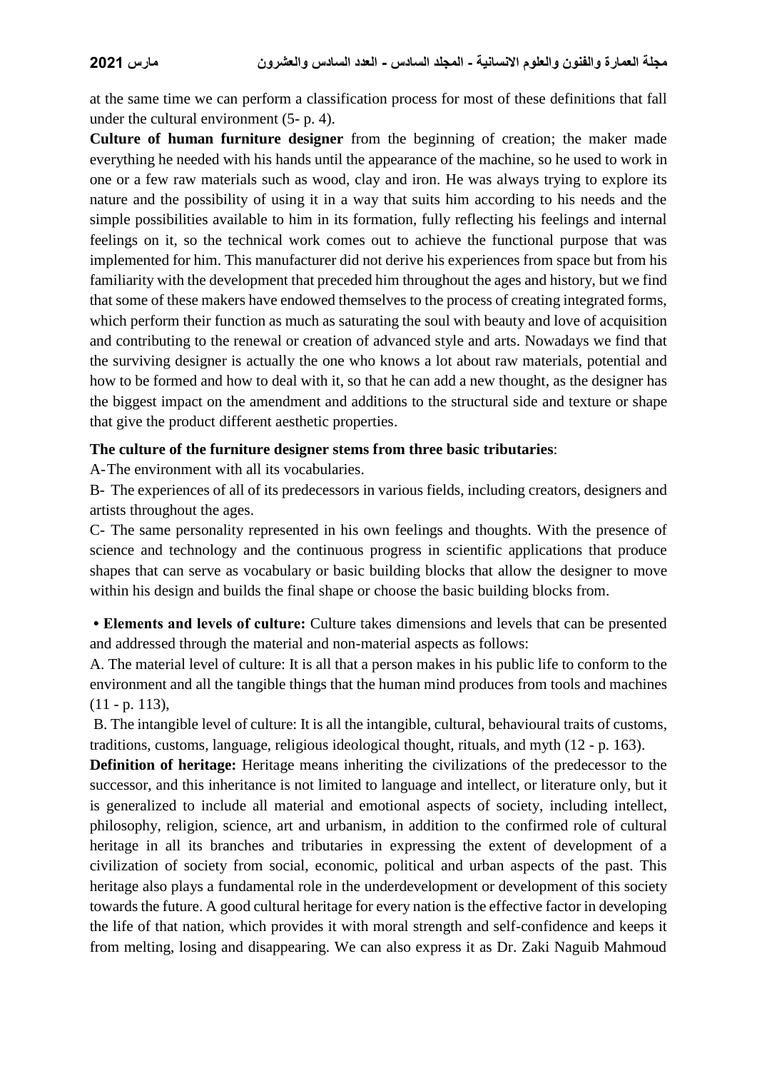at the same time we can perform a classification process for most of these definitions that fall under the cultural environment (5- p. 4).

**Culture of human furniture designer** from the beginning of creation; the maker made everything he needed with his hands until the appearance of the machine, so he used to work in one or a few raw materials such as wood, clay and iron. He was always trying to explore its nature and the possibility of using it in a way that suits him according to his needs and the simple possibilities available to him in its formation, fully reflecting his feelings and internal feelings on it, so the technical work comes out to achieve the functional purpose that was implemented for him. This manufacturer did not derive his experiences from space but from his familiarity with the development that preceded him throughout the ages and history, but we find that some of these makers have endowed themselves to the process of creating integrated forms, which perform their function as much as saturating the soul with beauty and love of acquisition and contributing to the renewal or creation of advanced style and arts. Nowadays we find that the surviving designer is actually the one who knows a lot about raw materials, potential and how to be formed and how to deal with it, so that he can add a new thought, as the designer has the biggest impact on the amendment and additions to the structural side and texture or shape that give the product different aesthetic properties.

**The culture of the furniture designer stems from three basic tributaries**:

A-The environment with all its vocabularies.

B- The experiences of all of its predecessors in various fields, including creators, designers and artists throughout the ages.

C- The same personality represented in his own feelings and thoughts. With the presence of science and technology and the continuous progress in scientific applications that produce shapes that can serve as vocabulary or basic building blocks that allow the designer to move within his design and builds the final shape or choose the basic building blocks from.

**• Elements and levels of culture:** Culture takes dimensions and levels that can be presented and addressed through the material and non-material aspects as follows:

A. The material level of culture: It is all that a person makes in his public life to conform to the environment and all the tangible things that the human mind produces from tools and machines (11 - p. 113),

B. The intangible level of culture: It is all the intangible, cultural, behavioural traits of customs, traditions, customs, language, religious ideological thought, rituals, and myth (12 - p. 163).

**Definition of heritage:** Heritage means inheriting the civilizations of the predecessor to the successor, and this inheritance is not limited to language and intellect, or literature only, but it is generalized to include all material and emotional aspects of society, including intellect, philosophy, religion, science, art and urbanism, in addition to the confirmed role of cultural heritage in all its branches and tributaries in expressing the extent of development of a civilization of society from social, economic, political and urban aspects of the past. This heritage also plays a fundamental role in the underdevelopment or development of this society towards the future. A good cultural heritage for every nation is the effective factor in developing the life of that nation, which provides it with moral strength and self-confidence and keeps it from melting, losing and disappearing. We can also express it as Dr. Zaki Naguib Mahmoud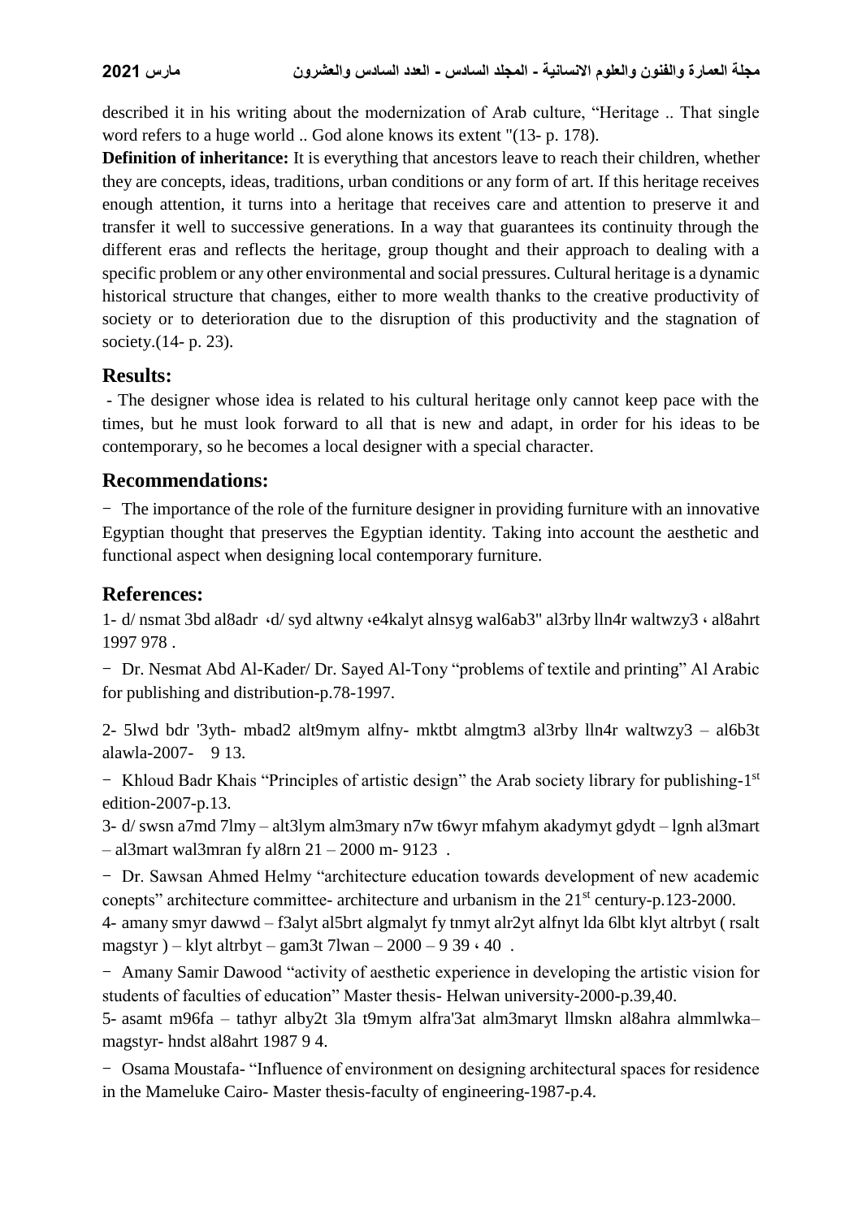described it in his writing about the modernization of Arab culture, “Heritage .. That single word refers to a huge world .. God alone knows its extent "(13- p. 178).

**Definition of inheritance:** It is everything that ancestors leave to reach their children, whether they are concepts, ideas, traditions, urban conditions or any form of art. If this heritage receives enough attention, it turns into a heritage that receives care and attention to preserve it and transfer it well to successive generations. In a way that guarantees its continuity through the different eras and reflects the heritage, group thought and their approach to dealing with a specific problem or any other environmental and social pressures. Cultural heritage is a dynamic historical structure that changes, either to more wealth thanks to the creative productivity of society or to deterioration due to the disruption of this productivity and the stagnation of society.(14- p. 23).

## Results:

- The designer whose idea is related to his cultural heritage only cannot keep pace with the times, but he must look forward to all that is new and adapt, in order for his ideas to be contemporary, so he becomes a local designer with a special character.

## Recommendations:

- The importance of the role of the furniture designer in providing furniture with an innovative Egyptian thought that preserves the Egyptian identity. Taking into account the aesthetic and functional aspect when designing local contemporary furniture.

## References:

1- d/ nsmat 3bd al8adr ،d/ syd altwny ،e4kalyt alnsyg wal6ab3" al3rby lln4r waltwzy3 ، al8ahrt 1997 978 .

- Dr. Nesmat Abd Al-Kader/ Dr. Sayed Al-Tony “problems of textile and printing” Al Arabic for publishing and distribution-p.78-1997.

2- 5lwd bdr '3yth- mbad2 alt9mym alfny- mktbt almgtm3 al3rby lln4r waltwzy3 – al6b3t alawla-2007- 9 13.

- Khloud Badr Khais “Principles of artistic design” the Arab society library for publishing-1st edition-2007-p.13.

3- d/ swsn a7md 7lmy – alt3lym alm3mary n7w t6wyr mfahym akadymyt gdydt – lgnh al3mart – al3mart wal3mran fy al8rn 21 – 2000 m- 9123 .

- Dr. Sawsan Ahmed Helmy “architecture education towards development of new academic conepts” architecture committee- architecture and urbanism in the 21st century-p.123-2000.

4- amany smyr dawwd – f3alyt al5brt algmalyt fy tnmyt alr2yt alfnyt lda 6lbt klyt altrbyt ( rsalt magstyr ) – klyt altrbyt – gam3t 7lwan – 2000 – 9 39 ، 40 .

- Amany Samir Dawood “activity of aesthetic experience in developing the artistic vision for students of faculties of education” Master thesis- Helwan university-2000-p.39,40.

5- asamt m96fa – tathyr alby2t 3la t9mym alfra'3at alm3maryt llmskn al8ahra almmlwka– magstyr- hndst al8ahrt 1987 9 4.

- Osama Moustafa- “Influence of environment on designing architectural spaces for residence in the Mameluke Cairo- Master thesis-faculty of engineering-1987-p.4.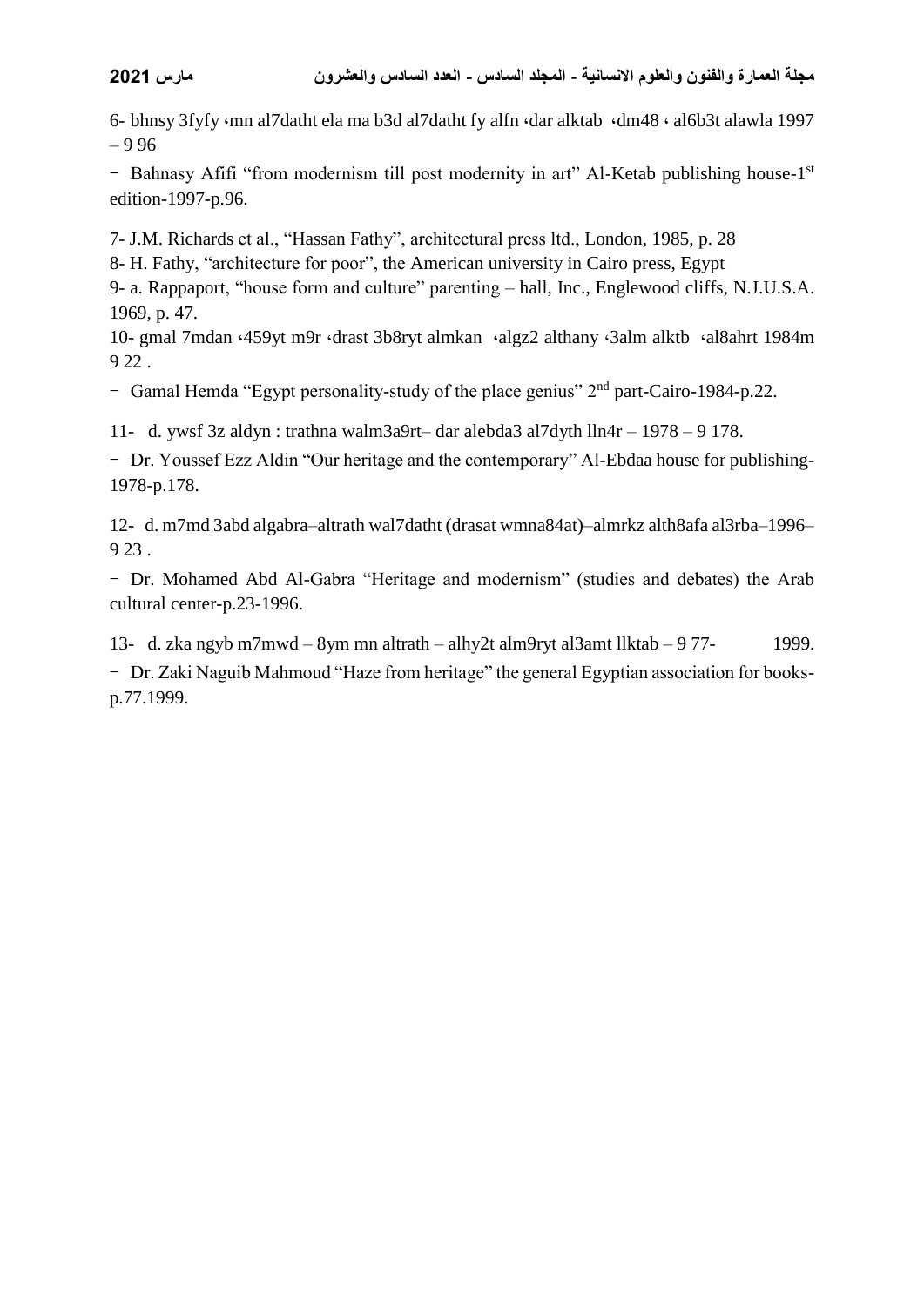6- bhnsy 3fyfy ،mn al7datht ela ma b3d al7datht fy alfn ،dar alktab ،dm48 ، al6b3t alawla 1997 – 9 96

- Bahnasy Afifi “from modernism till post modernity in art” Al-Ketab publishing house-1st edition-1997-p.96.

7- J.M. Richards et al., “Hassan Fathy”, architectural press ltd., London, 1985, p. 28

8- H. Fathy, “architecture for poor”, the American university in Cairo press, Egypt

9- a. Rappaport, “house form and culture” parenting – hall, Inc., Englewood cliffs, N.J.U.S.A. 1969, p. 47.

10- gmal 7mdan ،459yt m9r ،drast 3b8ryt almkan ،algz2 althany ،3alm alktb ،al8ahrt 1984m 9 22 .

- Gamal Hemda “Egypt personality-study of the place genius” 2nd part-Cairo-1984-p.22.

11- d. ywsf 3z aldyn : trathna walm3a9rt– dar alebda3 al7dyth lln4r – 1978 – 9 178.

- Dr. Youssef Ezz Aldin “Our heritage and the contemporary” Al-Ebdaa house for publishing-1978-p.178.

12- d. m7md 3abd algabra–altrath wal7datht (drasat wmna84at)–almrkz alth8afa al3rba–1996– 9 23 .

- Dr. Mohamed Abd Al-Gabra “Heritage and modernism” (studies and debates) the Arab cultural center-p.23-1996.

13- d. zka ngyb m7mwd – 8ym mn altrath – alhy2t alm9ryt al3amt llktab – 9 77- 1999.

- Dr. Zaki Naguib Mahmoud “Haze from heritage” the general Egyptian association for books-p.77.1999.